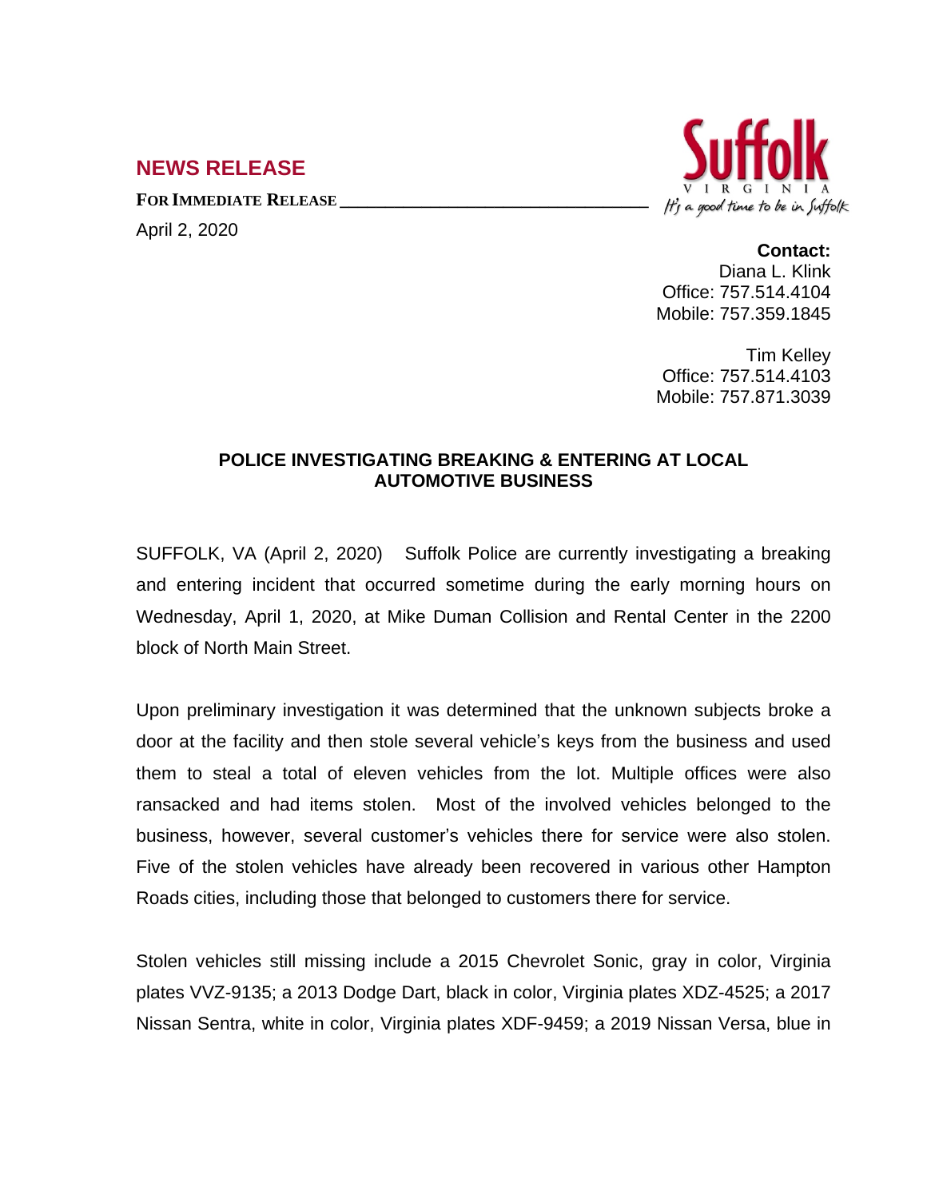## NEWS RELEASE

**FOR IMMEDIATE RELEASE** ______________________________

April 2, 2020

Suffolk
VIRGINIA
It's a good time to be in Suffolk

**Contact:**
Diana L. Klink
Office: 757.514.4104
Mobile: 757.359.1845

Tim Kelley
Office: 757.514.4103
Mobile: 757.871.3039

### POLICE INVESTIGATING BREAKING & ENTERING AT LOCAL AUTOMOTIVE BUSINESS

SUFFOLK, VA (April 2, 2020) Suffolk Police are currently investigating a breaking and entering incident that occurred sometime during the early morning hours on Wednesday, April 1, 2020, at Mike Duman Collision and Rental Center in the 2200 block of North Main Street.

Upon preliminary investigation it was determined that the unknown subjects broke a door at the facility and then stole several vehicle's keys from the business and used them to steal a total of eleven vehicles from the lot. Multiple offices were also ransacked and had items stolen. Most of the involved vehicles belonged to the business, however, several customer's vehicles there for service were also stolen. Five of the stolen vehicles have already been recovered in various other Hampton Roads cities, including those that belonged to customers there for service.

Stolen vehicles still missing include a 2015 Chevrolet Sonic, gray in color, Virginia plates VVZ-9135; a 2013 Dodge Dart, black in color, Virginia plates XDZ-4525; a 2017 Nissan Sentra, white in color, Virginia plates XDF-9459; a 2019 Nissan Versa, blue in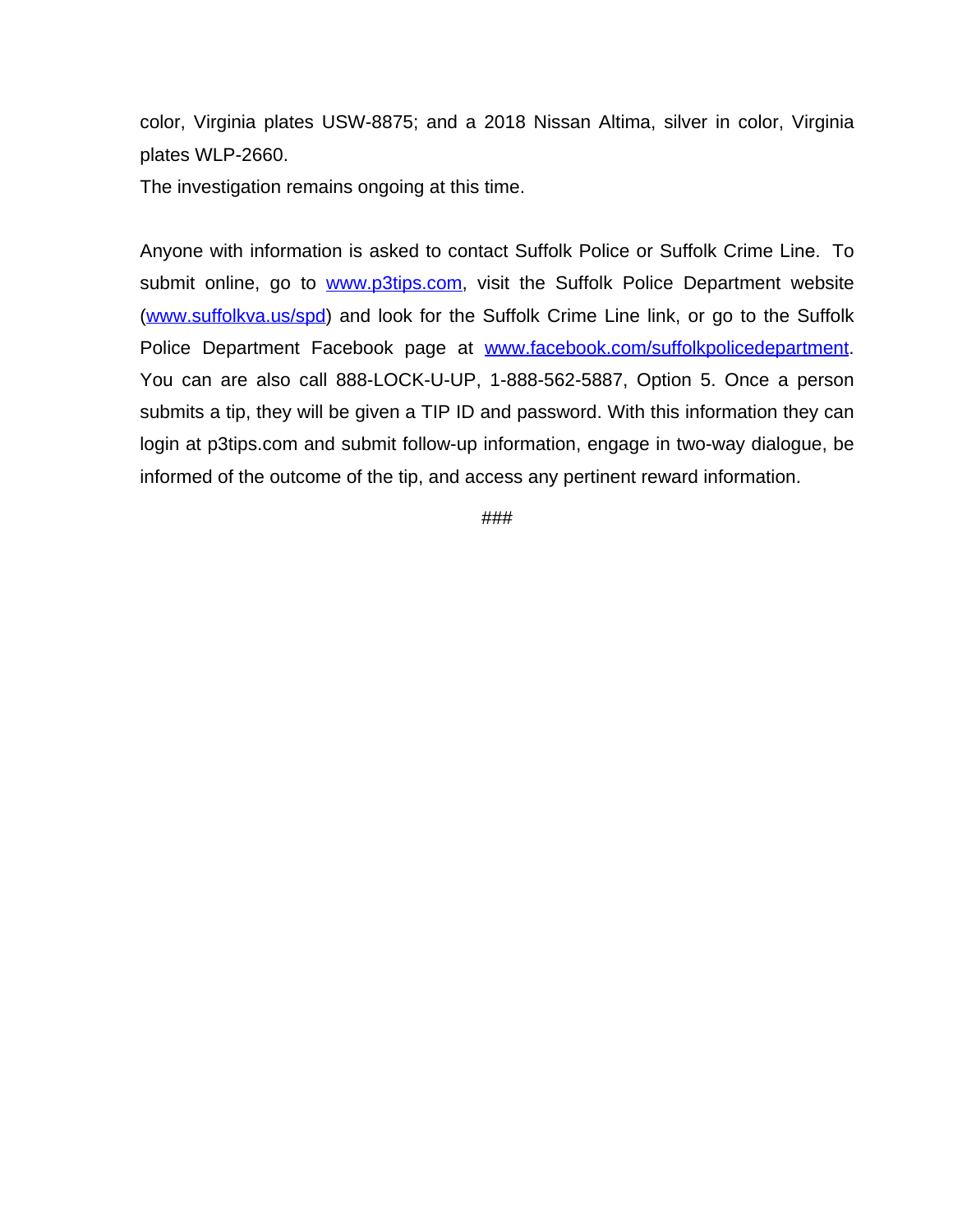color, Virginia plates USW-8875; and a 2018 Nissan Altima, silver in color, Virginia plates WLP-2660.

The investigation remains ongoing at this time.

Anyone with information is asked to contact Suffolk Police or Suffolk Crime Line. To submit online, go to [www.p3tips.com](http://www.p3tips.com), visit the Suffolk Police Department website ([www.suffolkva.us/spd](http://www.suffolkva.us/spd)) and look for the Suffolk Crime Line link, or go to the Suffolk Police Department Facebook page at [www.facebook.com/suffolkpolicedepartment](http://www.facebook.com/suffolkpolicedepartment). You can are also call 888-LOCK-U-UP, 1-888-562-5887, Option 5. Once a person submits a tip, they will be given a TIP ID and password. With this information they can login at p3tips.com and submit follow-up information, engage in two-way dialogue, be informed of the outcome of the tip, and access any pertinent reward information.

###